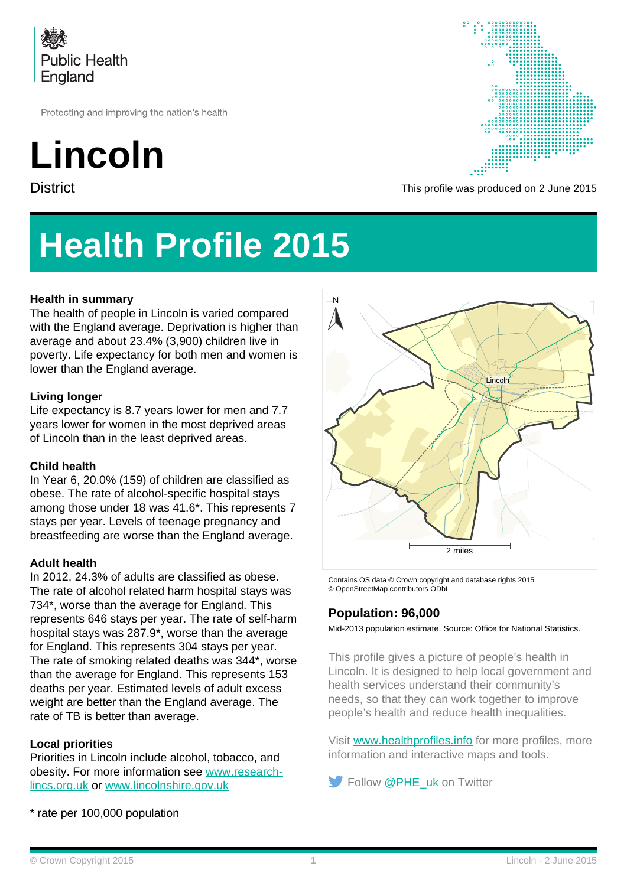Public Health England

Protecting and improving the nation's health

# Lincoln

District

This profile was produced on 2 June 2015

# Health Profile 2015

### Health in summary

The health of people in Lincoln is varied compared with the England average. Deprivation is higher than average and about 23.4% (3,900) children live in poverty. Life expectancy for both men and women is lower than the England average.

### Living longer

Life expectancy is 8.7 years lower for men and 7.7 years lower for women in the most deprived areas of Lincoln than in the least deprived areas.

### Child health

In Year 6, 20.0% (159) of children are classified as obese. The rate of alcohol-specific hospital stays among those under 18 was 41.6*. This represents 7 stays per year. Levels of teenage pregnancy and breastfeeding are worse than the England average.

### Adult health

In 2012, 24.3% of adults are classified as obese. The rate of alcohol related harm hospital stays was 734*, worse than the average for England. This represents 646 stays per year. The rate of self-harm hospital stays was 287.9*, worse than the average for England. This represents 304 stays per year. The rate of smoking related deaths was 344*, worse than the average for England. This represents 153 deaths per year. Estimated levels of adult excess weight are better than the England average. The rate of TB is better than average.

### Local priorities

Priorities in Lincoln include alcohol, tobacco, and obesity. For more information see [www.research-lincs.org.uk](http://www.research-lincs.org.uk) or [www.lincolnshire.gov.uk](http://www.lincolnshire.gov.uk)

\* rate per 100,000 population

Contains OS data © Crown copyright and database rights 2015
© OpenStreetMap contributors ODbL

### Population: 96,000

Mid-2013 population estimate. Source: Office for National Statistics.

This profile gives a picture of people's health in Lincoln. It is designed to help local government and health services understand their community's needs, so that they can work together to improve people's health and reduce health inequalities.

Visit [www.healthprofiles.info](http://www.healthprofiles.info) for more profiles, more information and interactive maps and tools.

Follow [@PHE_uk](https://twitter.com/PHE_uk) on Twitter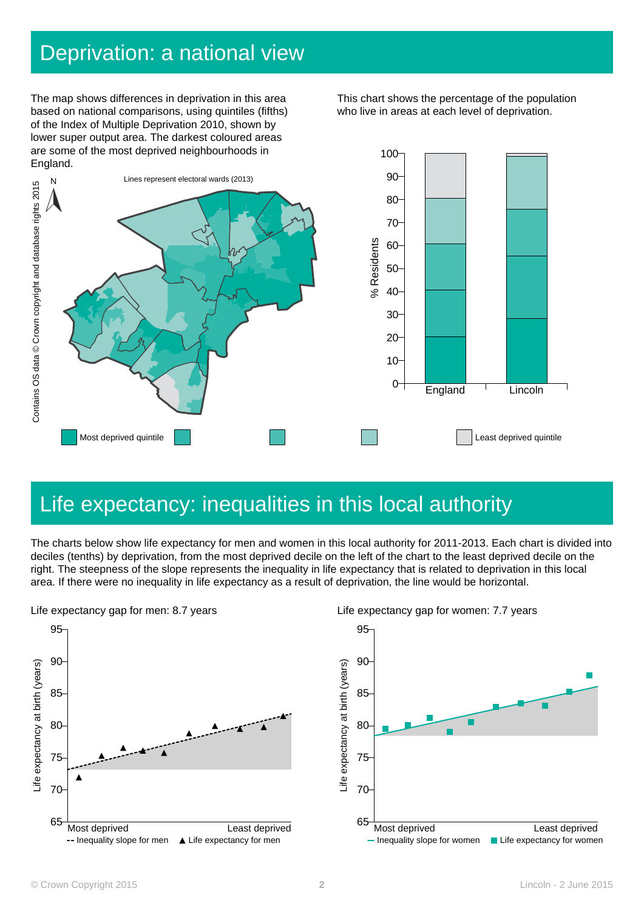# Deprivation: a national view

The map shows differences in deprivation in this area based on national comparisons, using quintiles (fifths) of the Index of Multiple Deprivation 2010, shown by lower super output area. The darkest coloured areas are some of the most deprived neighbourhoods in England.

Lines represent electoral wards (2013)

Contains OS data © Crown copyright and database rights 2015

This chart shows the percentage of the population who live in areas at each level of deprivation.

Most deprived quintile — Least deprived quintile

# Life expectancy: inequalities in this local authority

The charts below show life expectancy for men and women in this local authority for 2011-2013. Each chart is divided into deciles (tenths) by deprivation, from the most deprived decile on the left of the chart to the least deprived decile on the right. The steepness of the slope represents the inequality in life expectancy that is related to deprivation in this local area. If there were no inequality in life expectancy as a result of deprivation, the line would be horizontal.

Life expectancy gap for men: 8.7 years

-- Inequality slope for men ▲ Life expectancy for men

Life expectancy gap for women: 7.7 years

— Inequality slope for women ■ Life expectancy for women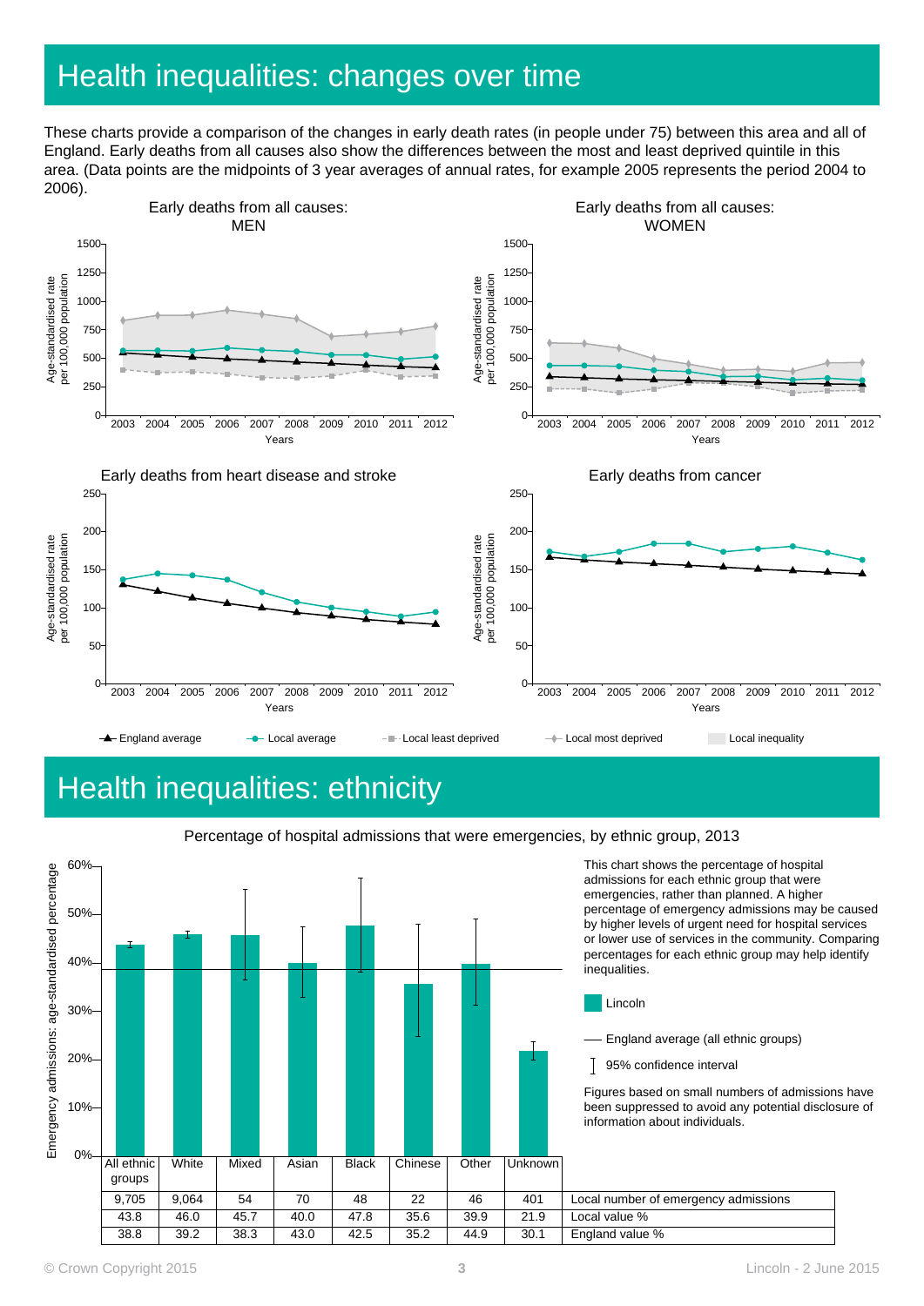# Health inequalities: changes over time

These charts provide a comparison of the changes in early death rates (in people under 75) between this area and all of England. Early deaths from all causes also show the differences between the most and least deprived quintile in this area. (Data points are the midpoints of 3 year averages of annual rates, for example 2005 represents the period 2004 to 2006).

Early deaths from all causes: MEN

Early deaths from all causes: WOMEN

Early deaths from heart disease and stroke

Early deaths from cancer

Age-standardised rate per 100,000 population; Years 2003–2012

England average — Local average — Local least deprived — Local most deprived — Local inequality

# Health inequalities: ethnicity

Percentage of hospital admissions that were emergencies, by ethnic group, 2013

This chart shows the percentage of hospital admissions for each ethnic group that were emergencies, rather than planned. A higher percentage of emergency admissions may be caused by higher levels of urgent need for hospital services or lower use of services in the community. Comparing percentages for each ethnic group may help identify inequalities.

Lincoln

England average (all ethnic groups)

95% confidence interval

Figures based on small numbers of admissions have been suppressed to avoid any potential disclosure of information about individuals.

| | All ethnic groups | White | Mixed | Asian | Black | Chinese | Other | Unknown |
|---|---|---|---|---|---|---|---|---|
| Local number of emergency admissions | 9,705 | 9,064 | 54 | 70 | 48 | 22 | 46 | 401 |
| Local value % | 43.8 | 46.0 | 45.7 | 40.0 | 47.8 | 35.6 | 39.9 | 21.9 |
| England value % | 38.8 | 39.2 | 38.3 | 43.0 | 42.5 | 35.2 | 44.9 | 30.1 |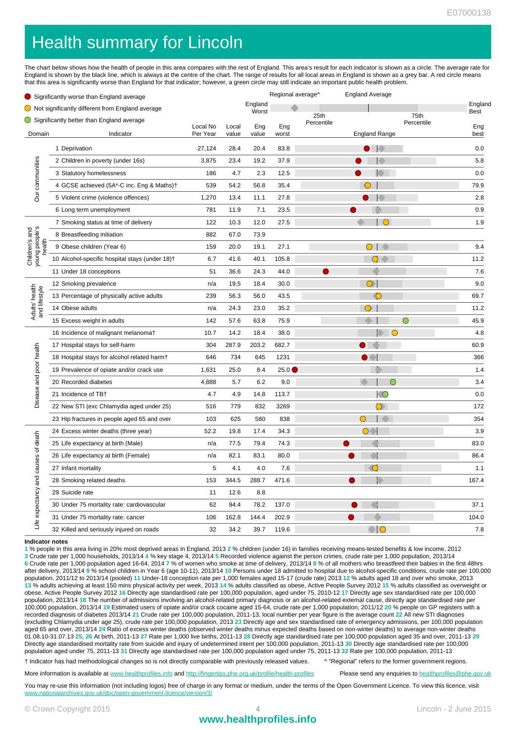E07000138

# Health summary for Lincoln

The chart below shows how the health of people in this area compares with the rest of England. This area's result for each indicator is shown as a circle. The average rate for England is shown by the black line, which is always at the centre of the chart. The range of results for all local areas in England is shown as a grey bar. A red circle means that this area is significantly worse than England for that indicator; however, a green circle may still indicate an important public health problem.

- Significantly worse than England average
- Not significantly different from England average
- Significantly better than England average

Regional average^ | England Average | England Worst | 25th Percentile | 75th Percentile | England Best | England Range

| Domain | Indicator | Local No Per Year | Local value | Eng value | Eng worst | Eng best |
|---|---|---|---|---|---|---|
| Our communities | 1 Deprivation | 27,124 | 28.4 | 20.4 | 83.8 | 0.0 |
| | 2 Children in poverty (under 16s) | 3,875 | 23.4 | 19.2 | 37.9 | 5.8 |
| | 3 Statutory homelessness | 186 | 4.7 | 2.3 | 12.5 | 0.0 |
| | 4 GCSE achieved (5A*-C inc. Eng & Maths)† | 539 | 54.2 | 56.8 | 35.4 | 79.9 |
| | 5 Violent crime (violence offences) | 1,270 | 13.4 | 11.1 | 27.8 | 2.8 |
| | 6 Long term unemployment | 781 | 11.9 | 7.1 | 23.5 | 0.9 |
| Children's and young people's health | 7 Smoking status at time of delivery | 122 | 10.3 | 12.0 | 27.5 | 1.9 |
| | 8 Breastfeeding initiation | 882 | 67.0 | 73.9 | | |
| | 9 Obese children (Year 6) | 159 | 20.0 | 19.1 | 27.1 | 9.4 |
| | 10 Alcohol-specific hospital stays (under 18)† | 6.7 | 41.6 | 40.1 | 105.8 | 11.2 |
| | 11 Under 18 conceptions | 51 | 36.6 | 24.3 | 44.0 | 7.6 |
| Adults' health and lifestyle | 12 Smoking prevalence | n/a | 19.5 | 18.4 | 30.0 | 9.0 |
| | 13 Percentage of physically active adults | 239 | 56.3 | 56.0 | 43.5 | 69.7 |
| | 14 Obese adults | n/a | 24.3 | 23.0 | 35.2 | 11.2 |
| | 15 Excess weight in adults | 142 | 57.6 | 63.8 | 75.9 | 45.9 |
| Disease and poor health | 16 Incidence of malignant melanoma† | 10.7 | 14.2 | 18.4 | 38.0 | 4.8 |
| | 17 Hospital stays for self-harm | 304 | 287.9 | 203.2 | 682.7 | 60.9 |
| | 18 Hospital stays for alcohol related harm† | 646 | 734 | 645 | 1231 | 366 |
| | 19 Prevalence of opiate and/or crack use | 1,631 | 25.0 | 8.4 | 25.0 | 1.4 |
| | 20 Recorded diabetes | 4,888 | 5.7 | 6.2 | 9.0 | 3.4 |
| | 21 Incidence of TB† | 4.7 | 4.9 | 14.8 | 113.7 | 0.0 |
| | 22 New STI (exc Chlamydia aged under 25) | 516 | 779 | 832 | 3269 | 172 |
| | 23 Hip fractures in people aged 65 and over | 103 | 625 | 580 | 838 | 354 |
| Life expectancy and causes of death | 24 Excess winter deaths (three year) | 52.2 | 19.8 | 17.4 | 34.3 | 3.9 |
| | 25 Life expectancy at birth (Male) | n/a | 77.5 | 79.4 | 74.3 | 83.0 |
| | 26 Life expectancy at birth (Female) | n/a | 82.1 | 83.1 | 80.0 | 86.4 |
| | 27 Infant mortality | 5 | 4.1 | 4.0 | 7.6 | 1.1 |
| | 28 Smoking related deaths | 153 | 344.5 | 288.7 | 471.6 | 167.4 |
| | 29 Suicide rate | 11 | 12.6 | 8.8 | | |
| | 30 Under 75 mortality rate: cardiovascular | 62 | 94.4 | 78.2 | 137.0 | 37.1 |
| | 31 Under 75 mortality rate: cancer | 106 | 162.8 | 144.4 | 202.9 | 104.0 |
| | 32 Killed and seriously injured on roads | 32 | 34.2 | 39.7 | 119.6 | 7.8 |

**Indicator notes**

**1** % people in this area living in 20% most deprived areas in England, 2013 **2** % children (under 16) in families receiving means-tested benefits & low income, 2012 **3** Crude rate per 1,000 households, 2013/14 **4** % key stage 4, 2013/14 **5** Recorded violence against the person crimes, crude rate per 1,000 population, 2013/14 **6** Crude rate per 1,000 population aged 16-64, 2014 **7** % of women who smoke at time of delivery, 2013/14 **8** % of all mothers who breastfeed their babies in the first 48hrs after delivery, 2013/14 **9** % school children in Year 6 (age 10-11), 2013/14 **10** Persons under 18 admitted to hospital due to alcohol-specific conditions, crude rate per 100,000 population, 2011/12 to 2013/14 (pooled) **11** Under-18 conception rate per 1,000 females aged 15-17 (crude rate) 2013 **12** % adults aged 18 and over who smoke, 2013 **13** % adults achieving at least 150 mins physical activity per week, 2013 **14** % adults classified as obese, Active People Survey 2012 **15** % adults classified as overweight or obese, Active People Survey 2012 **16** Directly age standardised rate per 100,000 population, aged under 75, 2010-12 **17** Directly age sex standardised rate per 100,000 population, 2013/14 **18** The number of admissions involving an alcohol-related primary diagnosis or an alcohol-related external cause, directly age standardised rate per 100,000 population, 2013/14 **19** Estimated users of opiate and/or crack cocaine aged 15-64, crude rate per 1,000 population, 2011/12 **20** % people on GP registers with a recorded diagnosis of diabetes 2013/14 **21** Crude rate per 100,000 population, 2011-13, local number per year figure is the average count **22** All new STI diagnoses (excluding Chlamydia under age 25), crude rate per 100,000 population, 2013 **23** Directly age and sex standardised rate of emergency admissions, per 100,000 population aged 65 and over, 2013/14 **24** Ratio of excess winter deaths (observed winter deaths minus expected deaths based on non-winter deaths) to average non-winter deaths 01.08.10-31.07.13 **25, 26** At birth, 2011-13 **27** Rate per 1,000 live births, 2011-13 **28** Directly age standardised rate per 100,000 population aged 35 and over, 2011-13 **29** Directly age standardised mortality rate from suicide and injury of undetermined intent per 100,000 population, 2011-13 **30** Directly age standardised rate per 100,000 population aged under 75, 2011-13 **31** Directly age standardised rate per 100,000 population aged under 75, 2011-13 **32** Rate per 100,000 population, 2011-13

† Indicator has had methodological changes so is not directly comparable with previously released values. ^ "Regional" refers to the former government regions.

More information is available at www.healthprofiles.info and http://fingertips.phe.org.uk/profile/health-profiles Please send any enquiries to healthprofiles@phe.gov.uk

You may re-use this information (not including logos) free of charge in any format or medium, under the terms of the Open Government Licence. To view this licence, visit www.nationalarchives.gov.uk/doc/open-government-licence/version/3/

© Crown Copyright 2015 Lincoln - 2 June 2015

www.healthprofiles.info